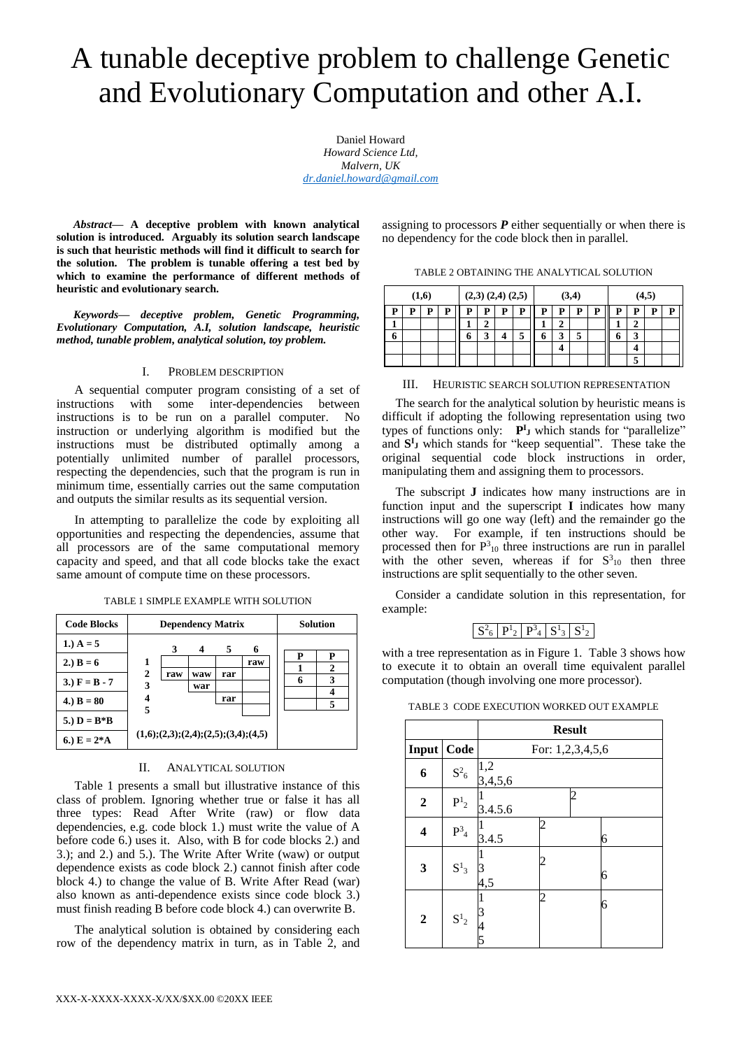# A tunable deceptive problem to challenge Genetic and Evolutionary Computation and other A.I.

Daniel Howard
*Howard Science Ltd,*
*Malvern, UK*
*dr.daniel.howard@gmail.com*

***Abstract*— A deceptive problem with known analytical solution is introduced. Arguably its solution search landscape is such that heuristic methods will find it difficult to search for the solution. The problem is tunable offering a test bed by which to examine the performance of different methods of heuristic and evolutionary search.**

***Keywords*— *deceptive problem, Genetic Programming, Evolutionary Computation, A.I, solution landscape, heuristic method, tunable problem, analytical solution, toy problem.***

## I. Problem Description

A sequential computer program consisting of a set of instructions with some inter-dependencies between instructions is to be run on a parallel computer. No instruction or underlying algorithm is modified but the instructions must be distributed optimally among a potentially unlimited number of parallel processors, respecting the dependencies, such that the program is run in minimum time, essentially carries out the same computation and outputs the similar results as its sequential version.

In attempting to parallelize the code by exploiting all opportunities and respecting the dependencies, assume that all processors are of the same computational memory capacity and speed, and that all code blocks take the exact same amount of compute time on these processors.

TABLE 1 SIMPLE EXAMPLE WITH SOLUTION

| Code Blocks | Dependency Matrix | | | | | Solution | |
|---|---|---|---|---|---|---|---|
| | | **3** | **4** | **5** | **6** | **P** | **P** |
| **1.) A = 5** | **1** | | | | raw | 1 | 2 |
| **2.) B = 6** | **2** | raw | waw | rar | | 6 | 3 |
| **3.) F = B - 7** | **3** | | war | | | | 4 |
| **4.) B = 80** | **4** | | | rar | | | 5 |
| **5.) D = B\*B** | **5** | | | | | | |
| **6.) E = 2\*A** | (1,6);(2,3);(2,4);(2,5);(3,4);(4,5) | | | | | | |

## II. Analytical Solution

Table 1 presents a small but illustrative instance of this class of problem. Ignoring whether true or false it has all three types: Read After Write (raw) or flow data dependencies, e.g. code block 1.) must write the value of A before code 6.) uses it. Also, with B for code blocks 2.) and 3.); and 2.) and 5.). The Write After Write (waw) or output dependence exists as code block 2.) cannot finish after code block 4.) to change the value of B. Write After Read (war) also known as anti-dependence exists since code block 3.) must finish reading B before code block 4.) can overwrite B.

The analytical solution is obtained by considering each row of the dependency matrix in turn, as in Table 2, and assigning to processors ***P*** either sequentially or when there is no dependency for the code block then in parallel.

TABLE 2 OBTAINING THE ANALYTICAL SOLUTION

| (1,6) | | | | (2,3) (2,4) (2,5) | | | | (3,4) | | | | (4,5) | | | |
|---|---|---|---|---|---|---|---|---|---|---|---|---|---|---|---|
| **P** | **P** | **P** | **P** | **P** | **P** | **P** | **P** | **P** | **P** | **P** | **P** | **P** | **P** | **P** | **P** |
| **1** | | | | **1** | **2** | | | **1** | **2** | | | **1** | **2** | | |
| **6** | | | | **6** | **3** | **4** | **5** | **6** | **3** | **5** | | **6** | **3** | | |
| | | | | | | | | | **4** | | | | **4** | | |
| | | | | | | | | | | | | | **5** | | |

## III. Heuristic Search Solution Representation

The search for the analytical solution by heuristic means is difficult if adopting the following representation using two types of functions only: $\mathbf{P^I_J}$ which stands for "parallelize" and $\mathbf{S^I_J}$ which stands for "keep sequential". These take the original sequential code block instructions in order, manipulating them and assigning them to processors.

The subscript **J** indicates how many instructions are in function input and the superscript **I** indicates how many instructions will go one way (left) and the remainder go the other way. For example, if ten instructions should be processed then for $P^3_{10}$ three instructions are run in parallel with the other seven, whereas if for $S^3_{10}$ then three instructions are split sequentially to the other seven.

Consider a candidate solution in this representation, for example:

| $S^2_6$ | $P^1_2$ | $P^3_4$ | $S^1_3$ | $S^1_2$ |
|---|---|---|---|---|

with a tree representation as in Figure 1. Table 3 shows how to execute it to obtain an overall time equivalent parallel computation (though involving one more processor).

TABLE 3 CODE EXECUTION WORKED OUT EXAMPLE

| | | Result | | |
|---|---|---|---|---|
| **Input** | **Code** | For: 1,2,3,4,5,6 | | |
| **6** | $S^2_6$ | 1,2<br>3,4,5,6 | | |
| **2** | $P^1_2$ | 1<br>3.4.5.6 | 2 | |
| **4** | $P^3_4$ | 1<br>3.4.5 | 2 | 6 |
| **3** | $S^1_3$ | 1<br>3<br>4,5 | 2 | 6 |
| **2** | $S^1_2$ | 1<br>3<br>4<br>5 | 2 | 6 |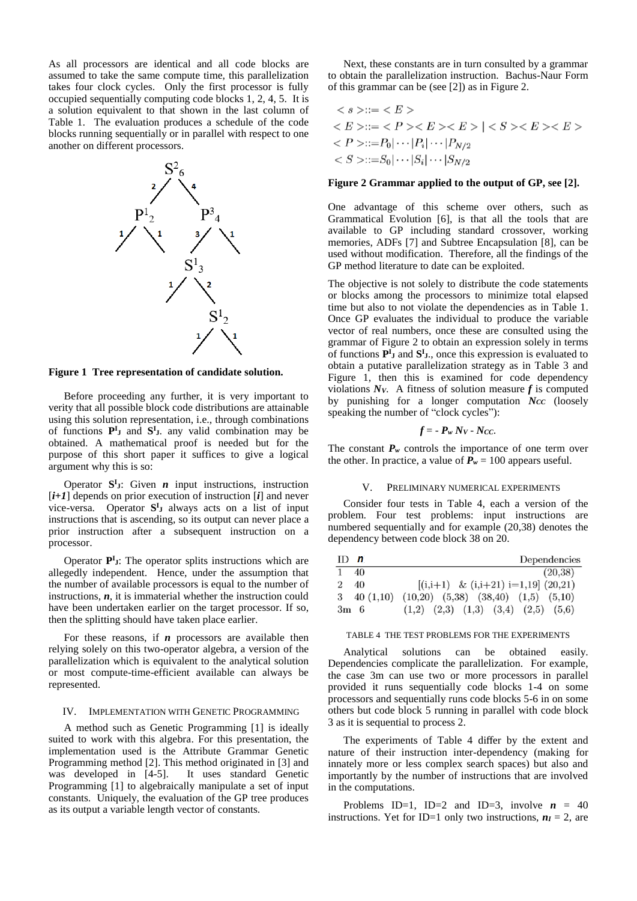As all processors are identical and all code blocks are assumed to take the same compute time, this parallelization takes four clock cycles. Only the first processor is fully occupied sequentially computing code blocks 1, 2, 4, 5. It is a solution equivalent to that shown in the last column of Table 1. The evaluation produces a schedule of the code blocks running sequentially or in parallel with respect to one another on different processors.

**Figure 1 Tree representation of candidate solution.**

Before proceeding any further, it is very important to verity that all possible block code distributions are attainable using this solution representation, i.e., through combinations of functions $\mathbf{P^I_J}$ and $\mathbf{S^I_J}$. any valid combination may be obtained. A mathematical proof is needed but for the purpose of this short paper it suffices to give a logical argument why this is so:

Operator $\mathbf{S^I_J}$: Given $\boldsymbol{n}$ input instructions, instruction [$\boldsymbol{i+1}$] depends on prior execution of instruction [$\boldsymbol{i}$] and never vice-versa. Operator $\mathbf{S^I_J}$ always acts on a list of input instructions that is ascending, so its output can never place a prior instruction after a subsequent instruction on a processor.

Operator $\mathbf{P^I_J}$: The operator splits instructions which are allegedly independent. Hence, under the assumption that the number of available processors is equal to the number of instructions, $\boldsymbol{n}$, it is immaterial whether the instruction could have been undertaken earlier on the target processor. If so, then the splitting should have taken place earlier.

For these reasons, if $\boldsymbol{n}$ processors are available then relying solely on this two-operator algebra, a version of the parallelization which is equivalent to the analytical solution or most compute-time-efficient available can always be represented.

## IV. Implementation with Genetic Programming

A method such as Genetic Programming [1] is ideally suited to work with this algebra. For this presentation, the implementation used is the Attribute Grammar Genetic Programming method [2]. This method originated in [3] and was developed in [4-5]. It uses standard Genetic Programming [1] to algebraically manipulate a set of input constants. Uniquely, the evaluation of the GP tree produces as its output a variable length vector of constants.

Next, these constants are in turn consulted by a grammar to obtain the parallelization instruction. Bachus-Naur Form of this grammar can be (see [2]) as in Figure 2.

$$
\begin{aligned}
&< s > ::= < E > \\
&< E > ::= < P >< E >< E > \mid < S >< E >< E > \\
&< P > ::= P_0 \mid \cdots \mid P_i \mid \cdots \mid P_{N/2} \\
&< S > ::= S_0 \mid \cdots \mid S_i \mid \cdots \mid S_{N/2}
\end{aligned}
$$

**Figure 2 Grammar applied to the output of GP, see [2].**

One advantage of this scheme over others, such as Grammatical Evolution [6], is that all the tools that are available to GP including standard crossover, working memories, ADFs [7] and Subtree Encapsulation [8], can be used without modification. Therefore, all the findings of the GP method literature to date can be exploited.

The objective is not solely to distribute the code statements or blocks among the processors to minimize total elapsed time but also to not violate the dependencies as in Table 1. Once GP evaluates the individual to produce the variable vector of real numbers, once these are consulted using the grammar of Figure 2 to obtain an expression solely in terms of functions $\mathbf{P^I_J}$ and $\mathbf{S^I_J}$., once this expression is evaluated to obtain a putative parallelization strategy as in Table 3 and Figure 1, then this is examined for code dependency violations $\boldsymbol{N_V}$. A fitness of solution measure $\boldsymbol{f}$ is computed by punishing for a longer computation $\boldsymbol{N_{CC}}$ (loosely speaking the number of "clock cycles"):

$$\boldsymbol{f = -\, P_w\, N_V - N_{CC}}.$$

The constant $\boldsymbol{P_w}$ controls the importance of one term over the other. In practice, a value of $\boldsymbol{P_w}$ = 100 appears useful.

## V. Preliminary Numerical Experiments

Consider four tests in Table 4, each a version of the problem. Four test problems: input instructions are numbered sequentially and for example (20,38) denotes the dependency between code block 38 on 20.

| ID | $\boldsymbol{n}$ | Dependencies |
|---|---|---|
| 1 | 40 | (20,38) |
| 2 | 40 | [(i,i+1) & (i,i+21) i=1,19] (20,21) |
| 3 | 40 (1,10) | (10,20) (5,38) (38,40) (1,5) (5,10) |
| 3m | 6 | (1,2) (2,3) (1,3) (3,4) (2,5) (5,6) |

TABLE 4 THE TEST PROBLEMS FOR THE EXPERIMENTS

Analytical solutions can be obtained easily. Dependencies complicate the parallelization. For example, the case 3m can use two or more processors in parallel provided it runs sequentially code blocks 1-4 on some processors and sequentially runs code blocks 5-6 in on some others but code block 5 running in parallel with code block 3 as it is sequential to process 2.

The experiments of Table 4 differ by the extent and nature of their instruction inter-dependency (making for innately more or less complex search spaces) but also and importantly by the number of instructions that are involved in the computations.

Problems ID=1, ID=2 and ID=3, involve $\boldsymbol{n}$ = 40 instructions. Yet for ID=1 only two instructions, $\boldsymbol{n_I}$ = 2, are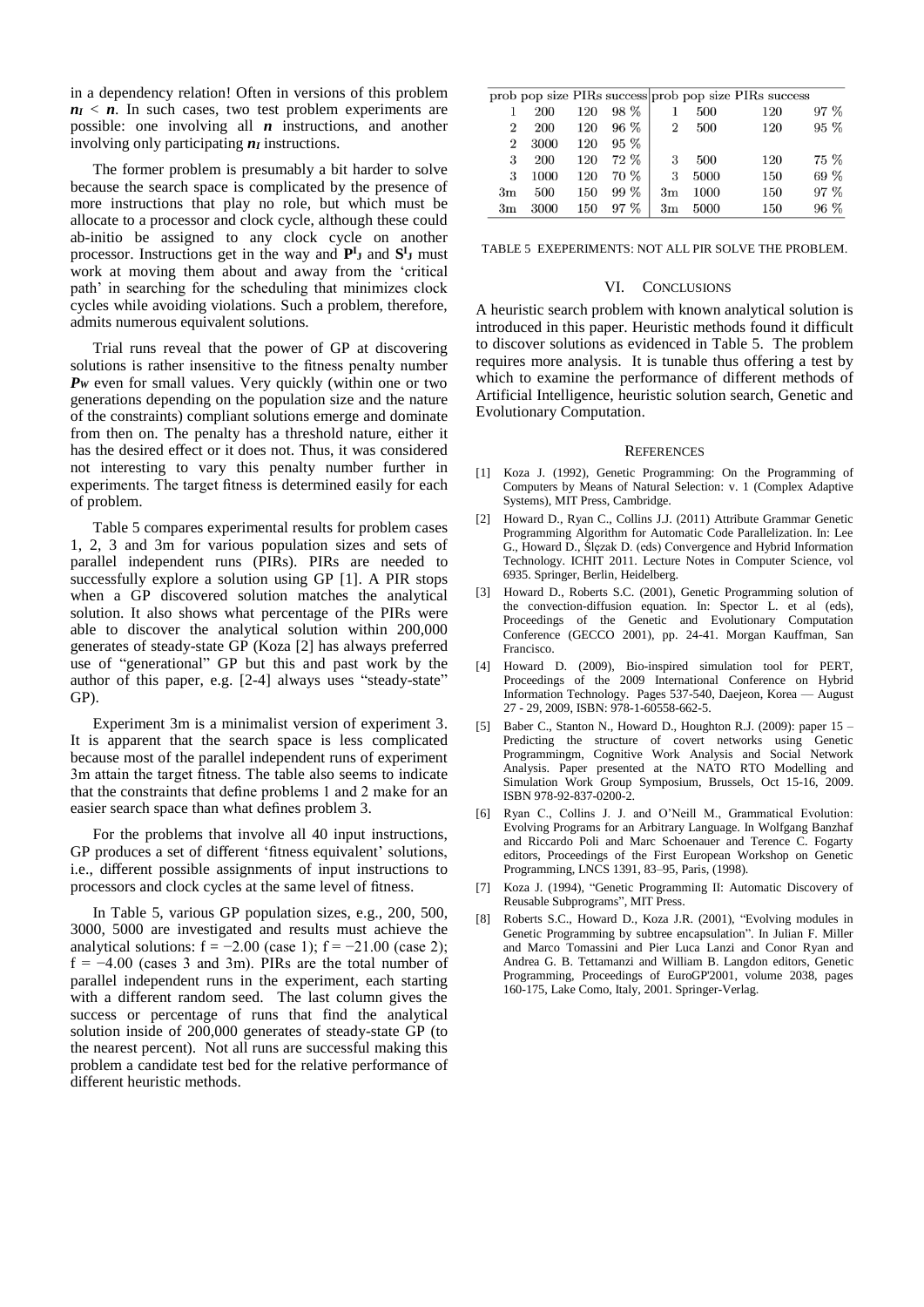in a dependency relation! Often in versions of this problem $n_I < n$. In such cases, two test problem experiments are possible: one involving all $n$ instructions, and another involving only participating $n_I$ instructions.

The former problem is presumably a bit harder to solve because the search space is complicated by the presence of more instructions that play no role, but which must be allocate to a processor and clock cycle, although these could ab-initio be assigned to any clock cycle on another processor. Instructions get in the way and $\mathbf{P}^{\mathbf{I}}_{\mathbf{J}}$ and $\mathbf{S}^{\mathbf{I}}_{\mathbf{J}}$ must work at moving them about and away from the 'critical path' in searching for the scheduling that minimizes clock cycles while avoiding violations. Such a problem, therefore, admits numerous equivalent solutions.

Trial runs reveal that the power of GP at discovering solutions is rather insensitive to the fitness penalty number $P_W$ even for small values. Very quickly (within one or two generations depending on the population size and the nature of the constraints) compliant solutions emerge and dominate from then on. The penalty has a threshold nature, either it has the desired effect or it does not. Thus, it was considered not interesting to vary this penalty number further in experiments. The target fitness is determined easily for each of problem.

Table 5 compares experimental results for problem cases 1, 2, 3 and 3m for various population sizes and sets of parallel independent runs (PIRs). PIRs are needed to successfully explore a solution using GP [1]. A PIR stops when a GP discovered solution matches the analytical solution. It also shows what percentage of the PIRs were able to discover the analytical solution within 200,000 generates of steady-state GP (Koza [2] has always preferred use of "generational" GP but this and past work by the author of this paper, e.g. [2-4] always uses "steady-state" GP).

Experiment 3m is a minimalist version of experiment 3. It is apparent that the search space is less complicated because most of the parallel independent runs of experiment 3m attain the target fitness. The table also seems to indicate that the constraints that define problems 1 and 2 make for an easier search space than what defines problem 3.

For the problems that involve all 40 input instructions, GP produces a set of different 'fitness equivalent' solutions, i.e., different possible assignments of input instructions to processors and clock cycles at the same level of fitness.

In Table 5, various GP population sizes, e.g., 200, 500, 3000, 5000 are investigated and results must achieve the analytical solutions: $f = -2.00$ (case 1); $f = -21.00$ (case 2); $f = -4.00$ (cases 3 and 3m). PIRs are the total number of parallel independent runs in the experiment, each starting with a different random seed. The last column gives the success or percentage of runs that find the analytical solution inside of 200,000 generates of steady-state GP (to the nearest percent). Not all runs are successful making this problem a candidate test bed for the relative performance of different heuristic methods.

| prob | pop size | PIRs | success | prob | pop size | PIRs | success |
|---|---|---|---|---|---|---|---|
| 1 | 200 | 120 | 98 % | 1 | 500 | 120 | 97 % |
| 2 | 200 | 120 | 96 % | 2 | 500 | 120 | 95 % |
| 2 | 3000 | 120 | 95 % | | | | |
| 3 | 200 | 120 | 72 % | 3 | 500 | 120 | 75 % |
| 3 | 1000 | 120 | 70 % | 3 | 5000 | 150 | 69 % |
| 3m | 500 | 150 | 99 % | 3m | 1000 | 150 | 97 % |
| 3m | 3000 | 150 | 97 % | 3m | 5000 | 150 | 96 % |

TABLE 5 EXEPERIMENTS: NOT ALL PIR SOLVE THE PROBLEM.

## VI. CONCLUSIONS

A heuristic search problem with known analytical solution is introduced in this paper. Heuristic methods found it difficult to discover solutions as evidenced in Table 5. The problem requires more analysis. It is tunable thus offering a test by which to examine the performance of different methods of Artificial Intelligence, heuristic solution search, Genetic and Evolutionary Computation.

## REFERENCES

[1] Koza J. (1992), Genetic Programming: On the Programming of Computers by Means of Natural Selection: v. 1 (Complex Adaptive Systems), MIT Press, Cambridge.

[2] Howard D., Ryan C., Collins J.J. (2011) Attribute Grammar Genetic Programming Algorithm for Automatic Code Parallelization. In: Lee G., Howard D., Ślęzak D. (eds) Convergence and Hybrid Information Technology. ICHIT 2011. Lecture Notes in Computer Science, vol 6935. Springer, Berlin, Heidelberg.

[3] Howard D., Roberts S.C. (2001), Genetic Programming solution of the convection-diffusion equation. In: Spector L. et al (eds), Proceedings of the Genetic and Evolutionary Computation Conference (GECCO 2001), pp. 24-41. Morgan Kauffman, San Francisco.

[4] Howard D. (2009), Bio-inspired simulation tool for PERT, Proceedings of the 2009 International Conference on Hybrid Information Technology. Pages 537-540, Daejeon, Korea — August 27 - 29, 2009, ISBN: 978-1-60558-662-5.

[5] Baber C., Stanton N., Howard D., Houghton R.J. (2009): paper 15 – Predicting the structure of covert networks using Genetic Programmingm, Cognitive Work Analysis and Social Network Analysis. Paper presented at the NATO RTO Modelling and Simulation Work Group Symposium, Brussels, Oct 15-16, 2009. ISBN 978-92-837-0200-2.

[6] Ryan C., Collins J. J. and O'Neill M., Grammatical Evolution: Evolving Programs for an Arbitrary Language. In Wolfgang Banzhaf and Riccardo Poli and Marc Schoenauer and Terence C. Fogarty editors, Proceedings of the First European Workshop on Genetic Programming, LNCS 1391, 83–95, Paris, (1998).

[7] Koza J. (1994), "Genetic Programming II: Automatic Discovery of Reusable Subprograms", MIT Press.

[8] Roberts S.C., Howard D., Koza J.R. (2001), "Evolving modules in Genetic Programming by subtree encapsulation". In Julian F. Miller and Marco Tomassini and Pier Luca Lanzi and Conor Ryan and Andrea G. B. Tettamanzi and William B. Langdon editors, Genetic Programming, Proceedings of EuroGP'2001, volume 2038, pages 160-175, Lake Como, Italy, 2001. Springer-Verlag.